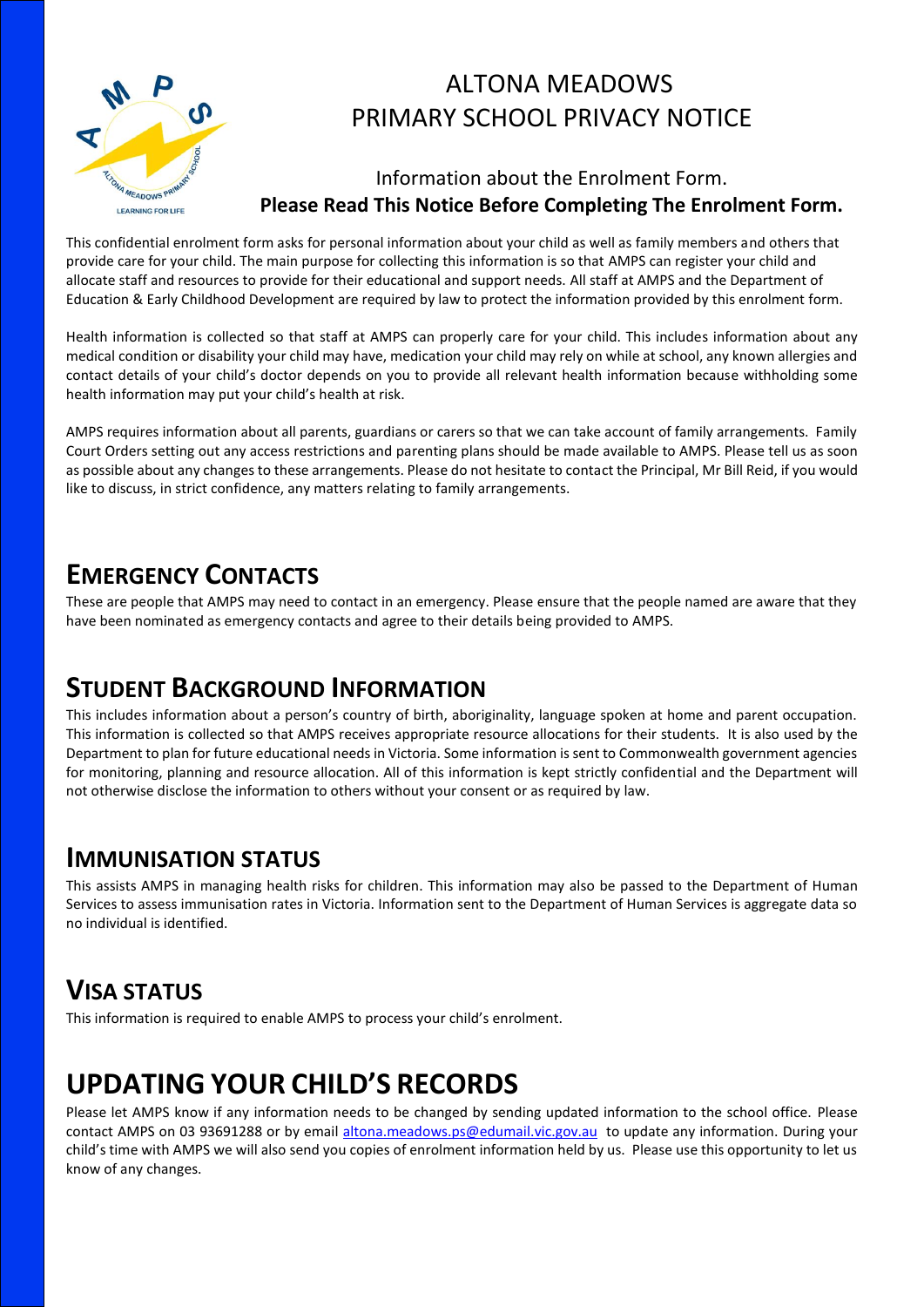# ALTONA MEADOWS PRIMARY SCHOOL PRIVACY NOTICE

Information about the Enrolment Form.

**Please Read This Notice Before Completing The Enrolment Form.**

This confidential enrolment form asks for personal information about your child as well as family members and others that provide care for your child. The main purpose for collecting this information is so that AMPS can register your child and allocate staff and resources to provide for their educational and support needs. All staff at AMPS and the Department of Education & Early Childhood Development are required by law to protect the information provided by this enrolment form.

Health information is collected so that staff at AMPS can properly care for your child. This includes information about any medical condition or disability your child may have, medication your child may rely on while at school, any known allergies and contact details of your child's doctor depends on you to provide all relevant health information because withholding some health information may put your child's health at risk.

AMPS requires information about all parents, guardians or carers so that we can take account of family arrangements. Family Court Orders setting out any access restrictions and parenting plans should be made available to AMPS. Please tell us as soon as possible about any changes to these arrangements. Please do not hesitate to contact the Principal, Mr Bill Reid, if you would like to discuss, in strict confidence, any matters relating to family arrangements.

## EMERGENCY CONTACTS

These are people that AMPS may need to contact in an emergency. Please ensure that the people named are aware that they have been nominated as emergency contacts and agree to their details being provided to AMPS.

## STUDENT BACKGROUND INFORMATION

This includes information about a person's country of birth, aboriginality, language spoken at home and parent occupation. This information is collected so that AMPS receives appropriate resource allocations for their students. It is also used by the Department to plan for future educational needs in Victoria. Some information is sent to Commonwealth government agencies for monitoring, planning and resource allocation. All of this information is kept strictly confidential and the Department will not otherwise disclose the information to others without your consent or as required by law.

## IMMUNISATION STATUS

This assists AMPS in managing health risks for children. This information may also be passed to the Department of Human Services to assess immunisation rates in Victoria. Information sent to the Department of Human Services is aggregate data so no individual is identified.

## VISA STATUS

This information is required to enable AMPS to process your child's enrolment.

# UPDATING YOUR CHILD'S RECORDS

Please let AMPS know if any information needs to be changed by sending updated information to the school office. Please contact AMPS on 03 93691288 or by email altona.meadows.ps@edumail.vic.gov.au to update any information. During your child's time with AMPS we will also send you copies of enrolment information held by us. Please use this opportunity to let us know of any changes.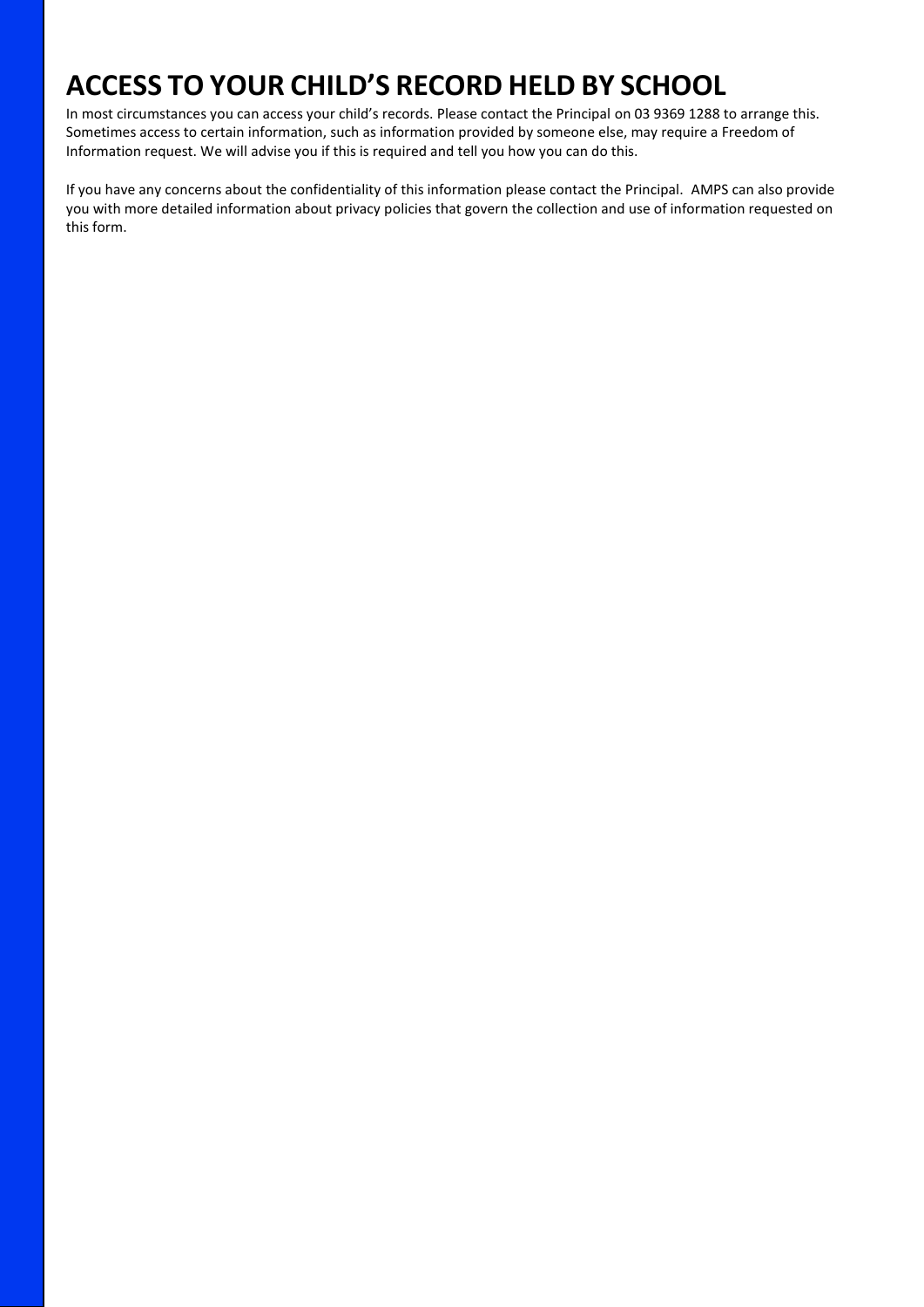# ACCESS TO YOUR CHILD'S RECORD HELD BY SCHOOL

In most circumstances you can access your child's records. Please contact the Principal on 03 9369 1288 to arrange this. Sometimes access to certain information, such as information provided by someone else, may require a Freedom of Information request. We will advise you if this is required and tell you how you can do this.

If you have any concerns about the confidentiality of this information please contact the Principal. AMPS can also provide you with more detailed information about privacy policies that govern the collection and use of information requested on this form.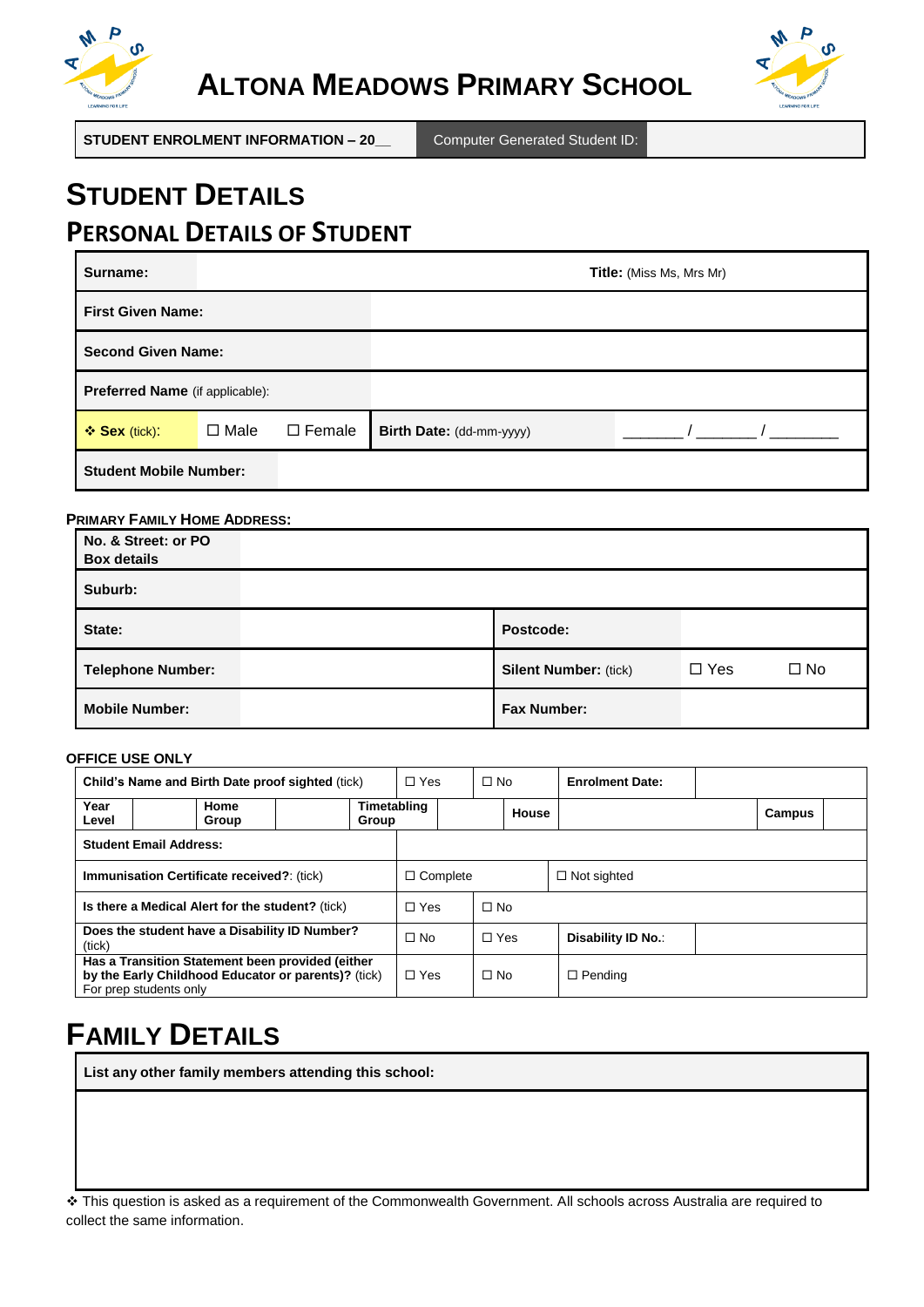# ALTONA MEADOWS PRIMARY SCHOOL

| STUDENT ENROLMENT INFORMATION – 20__ | Computer Generated Student ID: | |
|---|---|---|

# STUDENT DETAILS

## PERSONAL DETAILS OF STUDENT

| | | | |
|---|---|---|---|
| **Surname:** | | **Title:** (Miss Ms, Mrs Mr) | |
| **First Given Name:** | | | |
| **Second Given Name:** | | | |
| **Preferred Name** (if applicable): | | | |
| ❖ **Sex** (tick): | ☐ Male ☐ Female | **Birth Date:** (dd-mm-yyyy) | _______ / _______ / ________ |
| **Student Mobile Number:** | | | |

**PRIMARY FAMILY HOME ADDRESS:**

| | | | |
|---|---|---|---|
| **No. & Street: or PO Box details** | | | |
| **Suburb:** | | | |
| **State:** | | **Postcode:** | |
| **Telephone Number:** | | **Silent Number:** (tick) | ☐ Yes ☐ No |
| **Mobile Number:** | | **Fax Number:** | |

**OFFICE USE ONLY**

| | | | | | | | | | |
|---|---|---|---|---|---|---|---|---|---|
| **Child's Name and Birth Date proof sighted** (tick) | | | | ☐ Yes | ☐ No | **Enrolment Date:** | | | |
| **Year Level** | | **Home Group** | | **Timetabling Group** | | **House** | | **Campus** | |
| **Student Email Address:** | | | | | | | | | |
| **Immunisation Certificate received?**: (tick) | | | | ☐ Complete | | ☐ Not sighted | | | |
| **Is there a Medical Alert for the student?** (tick) | | | | ☐ Yes | ☐ No | | | | |
| **Does the student have a Disability ID Number?** (tick) | | | | ☐ No | ☐ Yes | **Disability ID No.**: | | | |
| **Has a Transition Statement been provided (either by the Early Childhood Educator or parents)?** (tick) For prep students only | | | | ☐ Yes | ☐ No | ☐ Pending | | | |

# FAMILY DETAILS

| **List any other family members attending this school:** |
|---|
| |

❖ This question is asked as a requirement of the Commonwealth Government. All schools across Australia are required to collect the same information.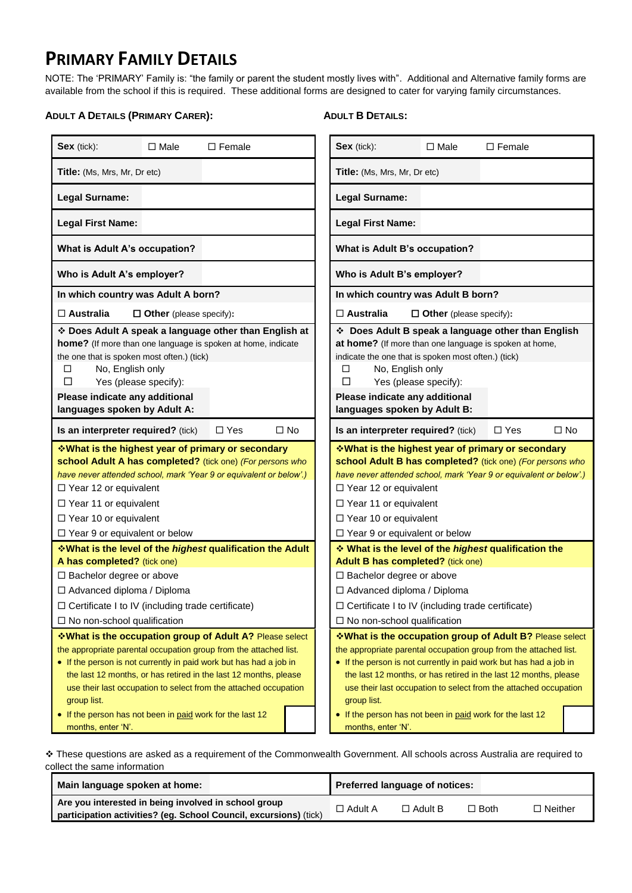# PRIMARY FAMILY DETAILS

NOTE: The 'PRIMARY' Family is: "the family or parent the student mostly lives with". Additional and Alternative family forms are available from the school if this is required. These additional forms are designed to cater for varying family circumstances.

### ADULT A DETAILS (PRIMARY CARER):

| | | |
|---|---|---|
| **Sex** (tick): | ☐ Male | ☐ Female |
| **Title:** (Ms, Mrs, Mr, Dr etc) | | |
| **Legal Surname:** | | |
| **Legal First Name:** | | |
| **What is Adult A's occupation?** | | |
| **Who is Adult A's employer?** | | |

**In which country was Adult A born?**

☐ **Australia** ☐ **Other** (please specify):

❖ **Does Adult A speak a language other than English at home?** (If more than one language is spoken at home, indicate the one that is spoken most often.) (tick)

- ☐ No, English only
- ☐ Yes (please specify):

**Please indicate any additional languages spoken by Adult A:**

**Is an interpreter required?** (tick) ☐ Yes ☐ No

❖**What is the highest year of primary or secondary school Adult A has completed?** (tick one) *(For persons who have never attended school, mark 'Year 9 or equivalent or below'.)*

- ☐ Year 12 or equivalent
- ☐ Year 11 or equivalent
- ☐ Year 10 or equivalent
- ☐ Year 9 or equivalent or below

❖**What is the level of the *highest* qualification the Adult A has completed?** (tick one)

- ☐ Bachelor degree or above
- ☐ Advanced diploma / Diploma
- ☐ Certificate I to IV (including trade certificate)
- ☐ No non-school qualification

❖**What is the occupation group of Adult A?** Please select the appropriate parental occupation group from the attached list.

- If the person is not currently in paid work but has had a job in the last 12 months, or has retired in the last 12 months, please use their last occupation to select from the attached occupation group list.
- If the person has not been in paid work for the last 12 months, enter 'N'.

### ADULT B DETAILS:

| | | |
|---|---|---|
| **Sex** (tick): | ☐ Male | ☐ Female |
| **Title:** (Ms, Mrs, Mr, Dr etc) | | |
| **Legal Surname:** | | |
| **Legal First Name:** | | |
| **What is Adult B's occupation?** | | |
| **Who is Adult B's employer?** | | |

**In which country was Adult B born?**

☐ **Australia** ☐ **Other** (please specify):

❖ **Does Adult B speak a language other than English at home?** (If more than one language is spoken at home, indicate the one that is spoken most often.) (tick)

- ☐ No, English only
- ☐ Yes (please specify):

**Please indicate any additional languages spoken by Adult B:**

**Is an interpreter required?** (tick) ☐ Yes ☐ No

❖**What is the highest year of primary or secondary school Adult B has completed?** (tick one) *(For persons who have never attended school, mark 'Year 9 or equivalent or below'.)*

- ☐ Year 12 or equivalent
- ☐ Year 11 or equivalent
- ☐ Year 10 or equivalent
- ☐ Year 9 or equivalent or below

❖ **What is the level of the *highest* qualification the Adult B has completed?** (tick one)

- ☐ Bachelor degree or above
- ☐ Advanced diploma / Diploma
- ☐ Certificate I to IV (including trade certificate)
- ☐ No non-school qualification

❖**What is the occupation group of Adult B?** Please select the appropriate parental occupation group from the attached list.

- If the person is not currently in paid work but has had a job in the last 12 months, or has retired in the last 12 months, please use their last occupation to select from the attached occupation group list.
- If the person has not been in paid work for the last 12 months, enter 'N'.

❖ These questions are asked as a requirement of the Commonwealth Government. All schools across Australia are required to collect the same information

| | | | | | |
|---|---|---|---|---|---|
| **Main language spoken at home:** | | **Preferred language of notices:** | | | |
| **Are you interested in being involved in school group participation activities? (eg. School Council, excursions)** (tick) | | ☐ Adult A | ☐ Adult B | ☐ Both | ☐ Neither |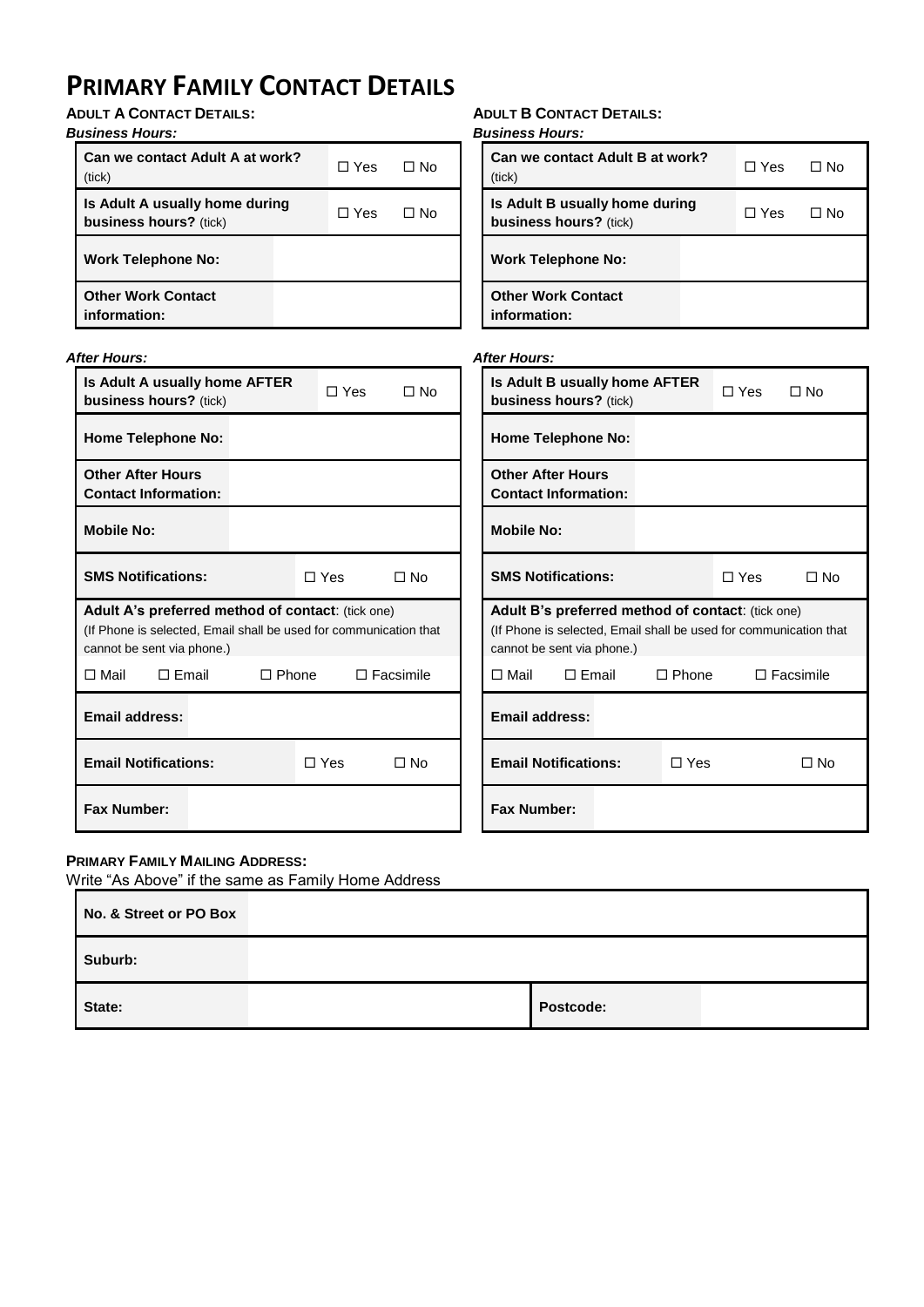# PRIMARY FAMILY CONTACT DETAILS

### ADULT A CONTACT DETAILS:

***Business Hours:***

| | | |
|---|---|---|
| **Can we contact Adult A at work?** (tick) | ☐ Yes | ☐ No |
| **Is Adult A usually home during business hours?** (tick) | ☐ Yes | ☐ No |
| **Work Telephone No:** | | |
| **Other Work Contact information:** | | |

***After Hours:***

| | | |
|---|---|---|
| **Is Adult A usually home AFTER business hours?** (tick) | ☐ Yes | ☐ No |
| **Home Telephone No:** | | |
| **Other After Hours Contact Information:** | | |
| **Mobile No:** | | |
| **SMS Notifications:** | ☐ Yes | ☐ No |

**Adult A's preferred method of contact**: (tick one)
(If Phone is selected, Email shall be used for communication that cannot be sent via phone.)

☐ Mail ☐ Email ☐ Phone ☐ Facsimile

| | | |
|---|---|---|
| **Email address:** | | |
| **Email Notifications:** | ☐ Yes | ☐ No |
| **Fax Number:** | | |

### ADULT B CONTACT DETAILS:

***Business Hours:***

| | | |
|---|---|---|
| **Can we contact Adult B at work?** (tick) | ☐ Yes | ☐ No |
| **Is Adult B usually home during business hours?** (tick) | ☐ Yes | ☐ No |
| **Work Telephone No:** | | |
| **Other Work Contact information:** | | |

***After Hours:***

| | | |
|---|---|---|
| **Is Adult B usually home AFTER business hours?** (tick) | ☐ Yes | ☐ No |
| **Home Telephone No:** | | |
| **Other After Hours Contact Information:** | | |
| **Mobile No:** | | |
| **SMS Notifications:** | ☐ Yes | ☐ No |

**Adult B's preferred method of contact**: (tick one)
(If Phone is selected, Email shall be used for communication that cannot be sent via phone.)

☐ Mail ☐ Email ☐ Phone ☐ Facsimile

| | | |
|---|---|---|
| **Email address:** | | |
| **Email Notifications:** | ☐ Yes | ☐ No |
| **Fax Number:** | | |

### PRIMARY FAMILY MAILING ADDRESS:

Write "As Above" if the same as Family Home Address

| | | | |
|---|---|---|---|
| **No. & Street or PO Box** | | | |
| **Suburb:** | | | |
| **State:** | | **Postcode:** | |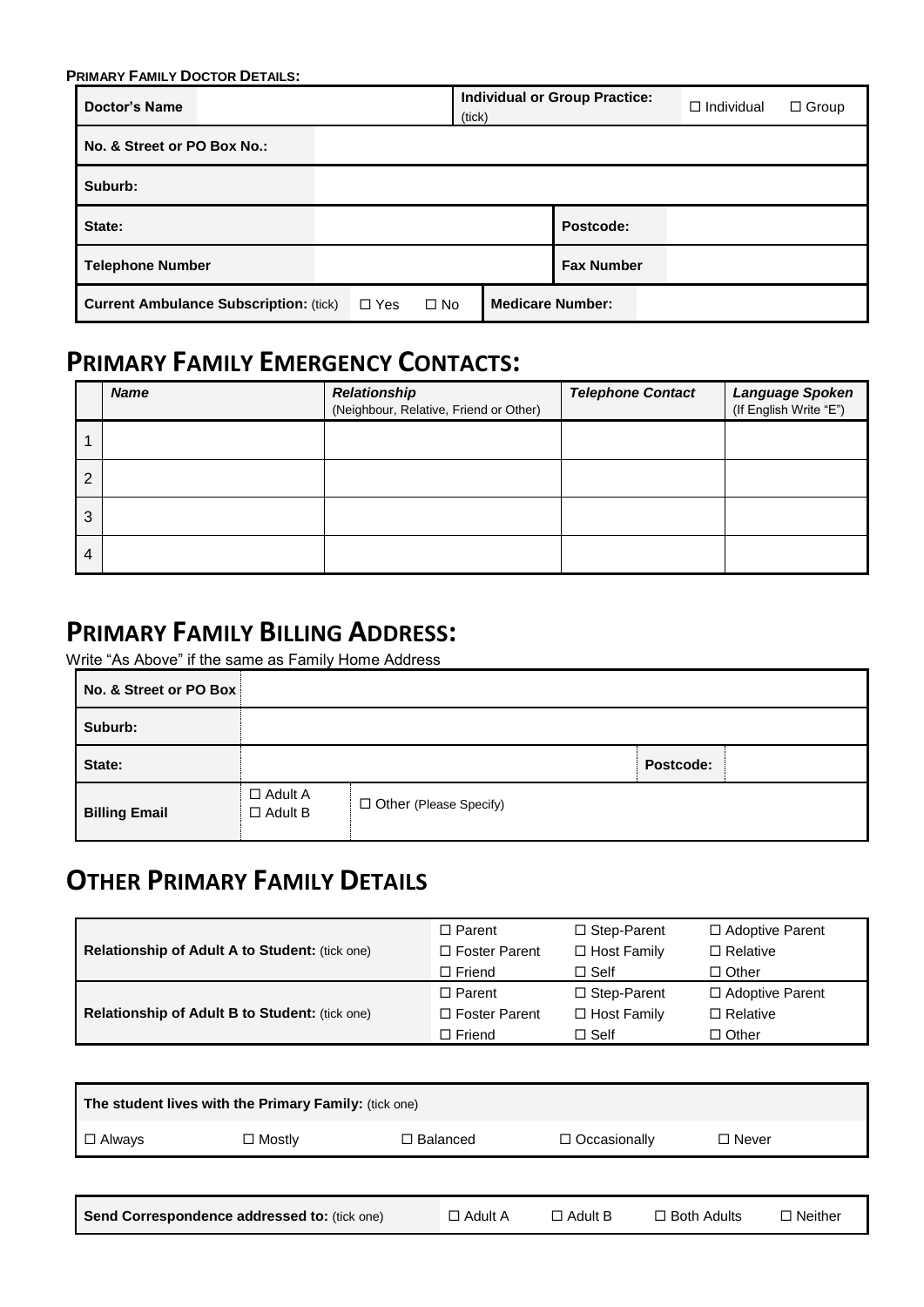**PRIMARY FAMILY DOCTOR DETAILS:**

| Doctor's Name | | Individual or Group Practice: (tick) | ☐ Individual ☐ Group |
|---|---|---|---|
| No. & Street or PO Box No.: | | | |
| Suburb: | | | |
| State: | | Postcode: | |
| Telephone Number | | Fax Number | |
| Current Ambulance Subscription: (tick) | ☐ Yes ☐ No | Medicare Number: | |

## PRIMARY FAMILY EMERGENCY CONTACTS:

| | *Name* | *Relationship* (Neighbour, Relative, Friend or Other) | *Telephone Contact* | *Language Spoken* (If English Write "E") |
|---|---|---|---|---|
| 1 | | | | |
| 2 | | | | |
| 3 | | | | |
| 4 | | | | |

## PRIMARY FAMILY BILLING ADDRESS:

Write "As Above" if the same as Family Home Address

| No. & Street or PO Box | | | |
|---|---|---|---|
| Suburb: | | | |
| State: | | Postcode: | |
| Billing Email | ☐ Adult A ☐ Adult B | ☐ Other (Please Specify) | |

## OTHER PRIMARY FAMILY DETAILS

| | | | |
|---|---|---|---|
| Relationship of Adult A to Student: (tick one) | ☐ Parent<br>☐ Foster Parent<br>☐ Friend | ☐ Step-Parent<br>☐ Host Family<br>☐ Self | ☐ Adoptive Parent<br>☐ Relative<br>☐ Other |
| Relationship of Adult B to Student: (tick one) | ☐ Parent<br>☐ Foster Parent<br>☐ Friend | ☐ Step-Parent<br>☐ Host Family<br>☐ Self | ☐ Adoptive Parent<br>☐ Relative<br>☐ Other |

| The student lives with the Primary Family: (tick one) | | | | |
|---|---|---|---|---|
| ☐ Always | ☐ Mostly | ☐ Balanced | ☐ Occasionally | ☐ Never |

| Send Correspondence addressed to: (tick one) | ☐ Adult A | ☐ Adult B | ☐ Both Adults | ☐ Neither |
|---|---|---|---|---|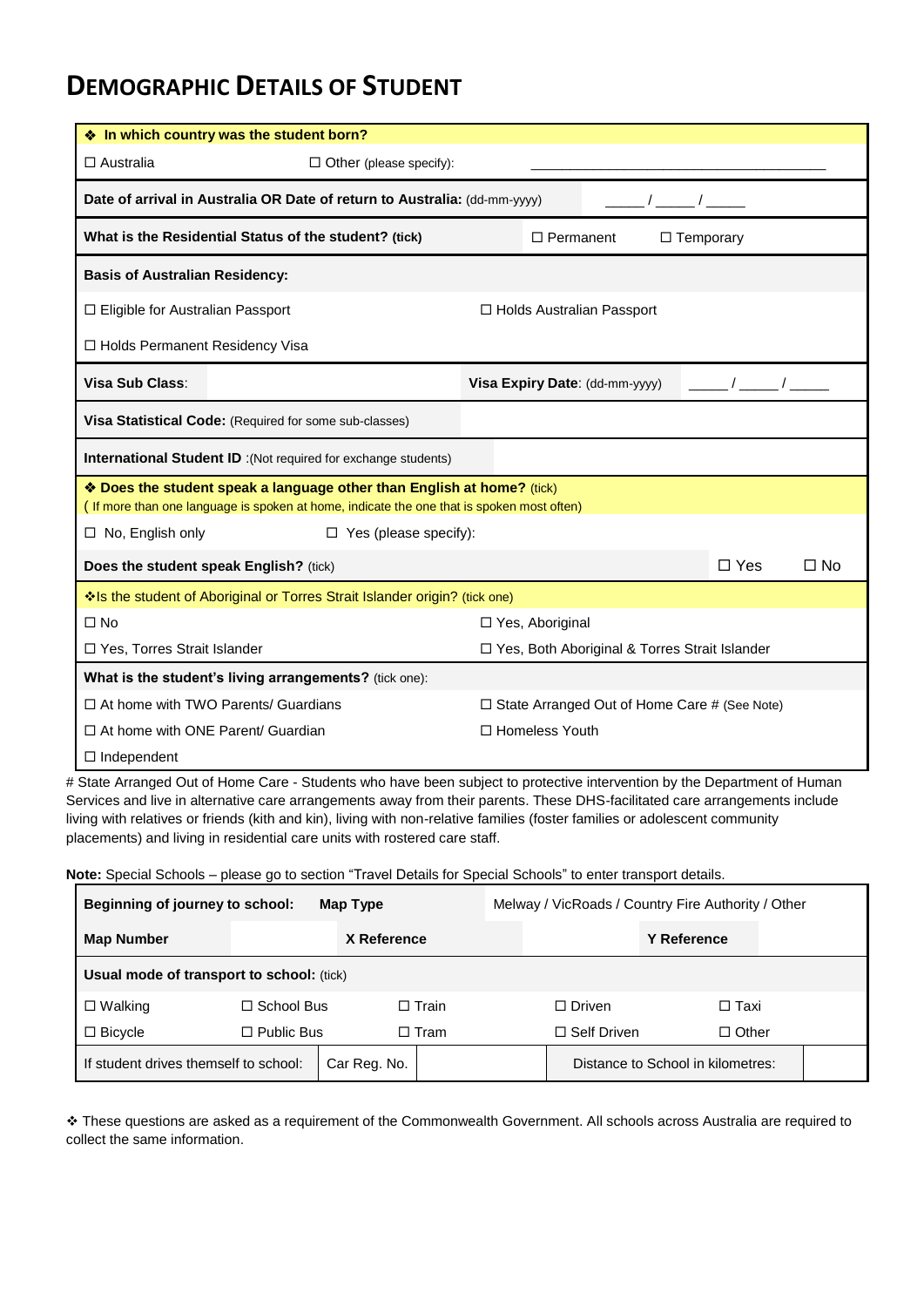# DEMOGRAPHIC DETAILS OF STUDENT

| ❖ **In which country was the student born?** | | | |
|---|---|---|---|
| ☐ Australia | ☐ Other (please specify): | ___________________________________ | |
| **Date of arrival in Australia OR Date of return to Australia:** (dd-mm-yyyy) | | _____ / _____ / _____ | |
| **What is the Residential Status of the student? (tick)** | | ☐ Permanent | ☐ Temporary |
| **Basis of Australian Residency:** | | | |
| ☐ Eligible for Australian Passport | | ☐ Holds Australian Passport | |
| ☐ Holds Permanent Residency Visa | | | |
| **Visa Sub Class**: | | **Visa Expiry Date**: (dd-mm-yyyy) | _____ / _____ / _____ |
| **Visa Statistical Code:** (Required for some sub-classes) | | | |
| **International Student ID** :(Not required for exchange students) | | | |
| ❖ **Does the student speak a language other than English at home?** (tick) ( If more than one language is spoken at home, indicate the one that is spoken most often) | | | |
| ☐ No, English only | ☐ Yes (please specify): | | |
| **Does the student speak English?** (tick) | | ☐ Yes | ☐ No |
| ❖Is the student of Aboriginal or Torres Strait Islander origin? (tick one) | | | |
| ☐ No | | ☐ Yes, Aboriginal | |
| ☐ Yes, Torres Strait Islander | | ☐ Yes, Both Aboriginal & Torres Strait Islander | |
| **What is the student's living arrangements?** (tick one): | | | |
| ☐ At home with TWO Parents/ Guardians | | ☐ State Arranged Out of Home Care # (See Note) | |
| ☐ At home with ONE Parent/ Guardian | | ☐ Homeless Youth | |
| ☐ Independent | | | |

# State Arranged Out of Home Care - Students who have been subject to protective intervention by the Department of Human Services and live in alternative care arrangements away from their parents. These DHS-facilitated care arrangements include living with relatives or friends (kith and kin), living with non-relative families (foster families or adolescent community placements) and living in residential care units with rostered care staff.

**Note:** Special Schools – please go to section "Travel Details for Special Schools" to enter transport details.

| **Beginning of journey to school:** | **Map Type** | | Melway / VicRoads / Country Fire Authority / Other | | |
|---|---|---|---|---|---|
| **Map Number** | | **X Reference** | | **Y Reference** | |
| **Usual mode of transport to school:** (tick) | | | | | |
| ☐ Walking | ☐ School Bus | ☐ Train | ☐ Driven | ☐ Taxi | |
| ☐ Bicycle | ☐ Public Bus | ☐ Tram | ☐ Self Driven | ☐ Other | |
| If student drives themself to school: | Car Reg. No. | | Distance to School in kilometres: | | |

❖ These questions are asked as a requirement of the Commonwealth Government. All schools across Australia are required to collect the same information.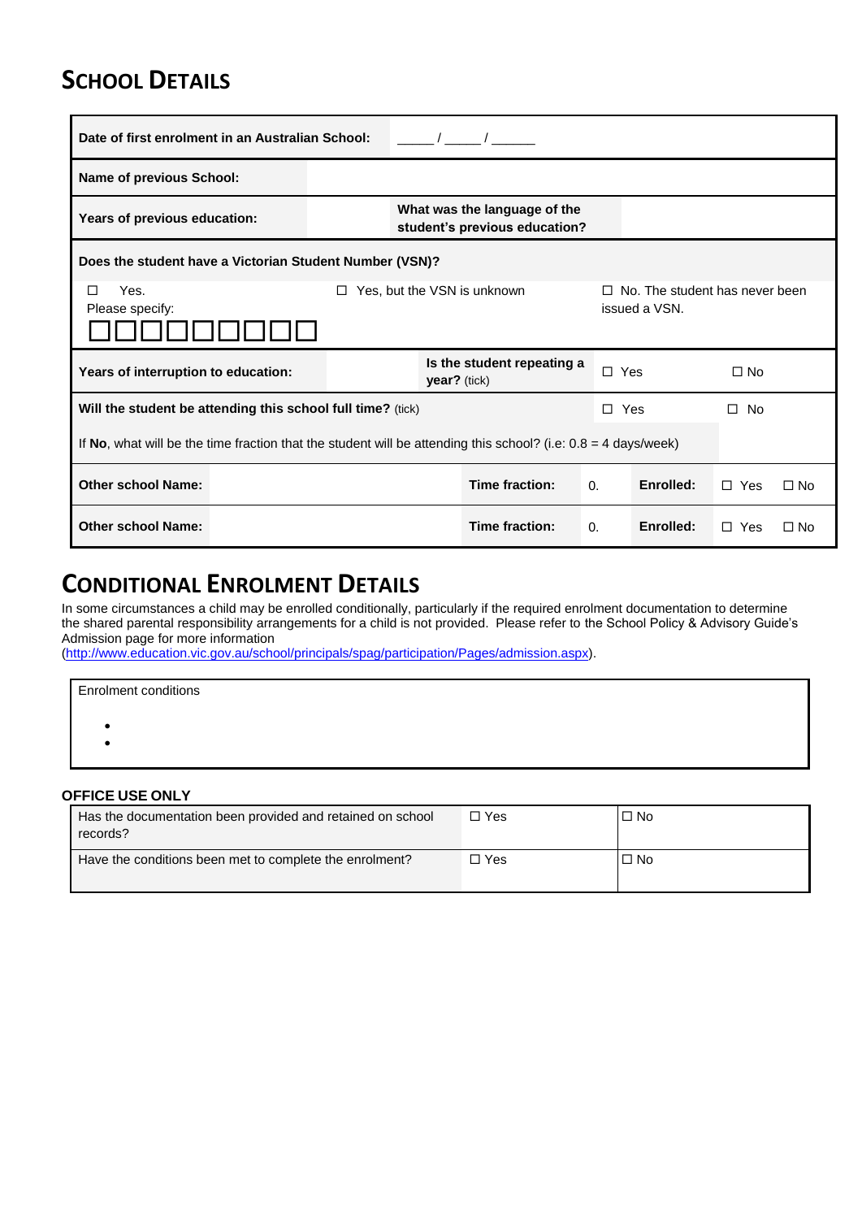## SCHOOL DETAILS

| | | | |
|---|---|---|---|
| **Date of first enrolment in an Australian School:** | _____ / _____ / ______ | | |
| **Name of previous School:** | | | |
| **Years of previous education:** | | **What was the language of the student's previous education?** | |

| | | |
|---|---|---|
| **Does the student have a Victorian Student Number (VSN)?** | | |
| ☐ Yes. Please specify: ☐☐☐☐☐☐☐☐☐ | ☐ Yes, but the VSN is unknown | ☐ No. The student has never been issued a VSN. |

| | | | | |
|---|---|---|---|---|
| **Years of interruption to education:** | | **Is the student repeating a year?** (tick) | ☐ Yes | ☐ No |
| **Will the student be attending this school full time?** (tick) | | | ☐ Yes | ☐ No |
| If **No**, what will be the time fraction that the student will be attending this school? (i.e: 0.8 = 4 days/week) | | | | |

| | | | | | | |
|---|---|---|---|---|---|---|
| **Other school Name:** | | **Time fraction:** | 0. | **Enrolled:** | ☐ Yes | ☐ No |
| **Other school Name:** | | **Time fraction:** | 0. | **Enrolled:** | ☐ Yes | ☐ No |

## CONDITIONAL ENROLMENT DETAILS

In some circumstances a child may be enrolled conditionally, particularly if the required enrolment documentation to determine the shared parental responsibility arrangements for a child is not provided. Please refer to the School Policy & Advisory Guide's Admission page for more information (http://www.education.vic.gov.au/school/principals/spag/participation/Pages/admission.aspx).

| Enrolment conditions |
|---|
| •<br>• |

**OFFICE USE ONLY**

| | | |
|---|---|---|
| Has the documentation been provided and retained on school records? | ☐ Yes | ☐ No |
| Have the conditions been met to complete the enrolment? | ☐ Yes | ☐ No |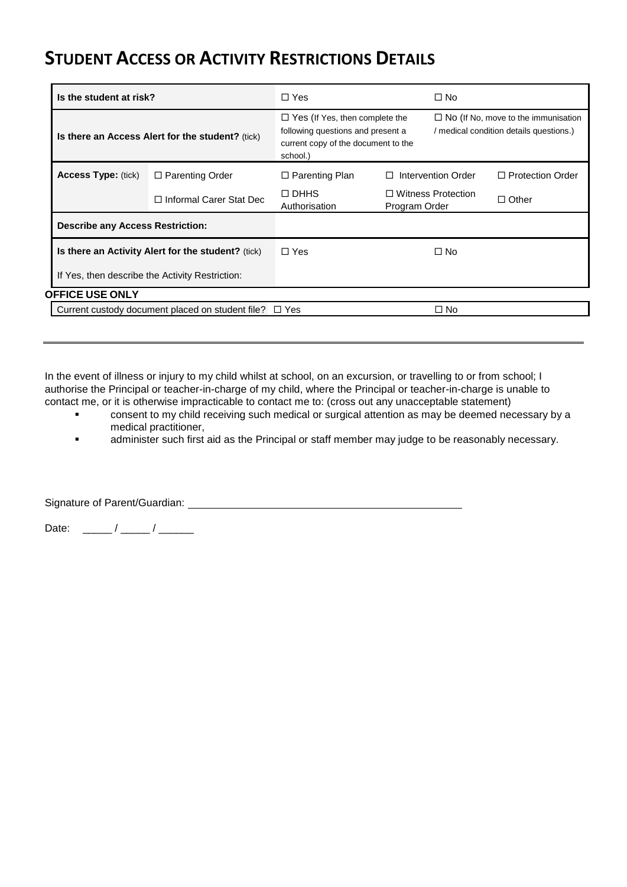# STUDENT ACCESS OR ACTIVITY RESTRICTIONS DETAILS

| | | | | |
|---|---|---|---|---|
| **Is the student at risk?** | | ☐ Yes | ☐ No | |
| **Is there an Access Alert for the student?** (tick) | | ☐ Yes (If Yes, then complete the following questions and present a current copy of the document to the school.) | ☐ No (If No, move to the immunisation / medical condition details questions.) | |
| **Access Type:** (tick) | ☐ Parenting Order | ☐ Parenting Plan | ☐ Intervention Order | ☐ Protection Order |
| | ☐ Informal Carer Stat Dec | ☐ DHHS Authorisation | ☐ Witness Protection Program Order | ☐ Other |
| **Describe any Access Restriction:** | | | | |
| **Is there an Activity Alert for the student?** (tick) | | ☐ Yes | ☐ No | |
| If Yes, then describe the Activity Restriction: | | | | |

**OFFICE USE ONLY**

| | | |
|---|---|---|
| Current custody document placed on student file? | ☐ Yes | ☐ No |

---

In the event of illness or injury to my child whilst at school, on an excursion, or travelling to or from school; I authorise the Principal or teacher-in-charge of my child, where the Principal or teacher-in-charge is unable to contact me, or it is otherwise impracticable to contact me to: (cross out any unacceptable statement)

- consent to my child receiving such medical or surgical attention as may be deemed necessary by a medical practitioner,
- administer such first aid as the Principal or staff member may judge to be reasonably necessary.

Signature of Parent/Guardian: ______________________________________________

Date: _____ / _____ / ______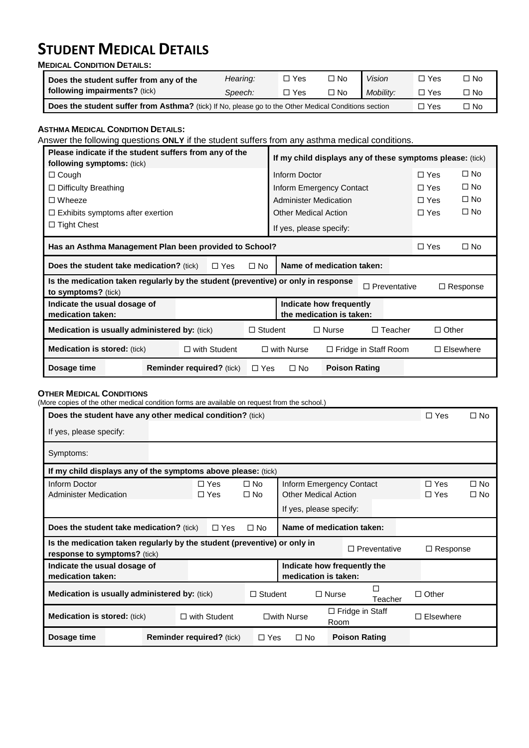# STUDENT MEDICAL DETAILS

**MEDICAL CONDITION DETAILS:**

| **Does the student suffer from any of the following impairments?** (tick) | *Hearing:* | ☐ Yes | ☐ No | *Vision* | ☐ Yes | ☐ No |
|---|---|---|---|---|---|---|
| | *Speech:* | ☐ Yes | ☐ No | *Mobility:* | ☐ Yes | ☐ No |
| **Does the student suffer from Asthma?** (tick) If No, please go to the Other Medical Conditions section | | | | | ☐ Yes | ☐ No |

**ASTHMA MEDICAL CONDITION DETAILS:**

Answer the following questions **ONLY** if the student suffers from any asthma medical conditions.

| **Please indicate if the student suffers from any of the following symptoms:** (tick) | **If my child displays any of these symptoms please:** (tick) | | |
|---|---|---|---|
| ☐ Cough | Inform Doctor | ☐ Yes | ☐ No |
| ☐ Difficulty Breathing | Inform Emergency Contact | ☐ Yes | ☐ No |
| ☐ Wheeze | Administer Medication | ☐ Yes | ☐ No |
| ☐ Exhibits symptoms after exertion | Other Medical Action | ☐ Yes | ☐ No |
| ☐ Tight Chest | If yes, please specify: | | |

| **Has an Asthma Management Plan been provided to School?** | | | | | | ☐ Yes | ☐ No |
|---|---|---|---|---|---|---|---|
| **Does the student take medication?** (tick) | ☐ Yes | ☐ No | **Name of medication taken:** | | | | |
| **Is the medication taken regularly by the student (preventive) or only in response to symptoms?** (tick) | | | | ☐ Preventative | | ☐ Response | |
| **Indicate the usual dosage of medication taken:** | | | **Indicate how frequently the medication is taken:** | | | | |
| **Medication is usually administered by:** (tick) | ☐ Student | | ☐ Nurse | ☐ Teacher | | ☐ Other | |
| **Medication is stored:** (tick) | ☐ with Student | | ☐ with Nurse | ☐ Fridge in Staff Room | | ☐ Elsewhere | |
| **Dosage time** | | **Reminder required?** (tick) | ☐ Yes | ☐ No | **Poison Rating** | | |

**OTHER MEDICAL CONDITIONS**

(More copies of the other medical condition forms are available on request from the school.)

| **Does the student have any other medical condition?** (tick) | | | | | ☐ Yes | ☐ No |
|---|---|---|---|---|---|---|
| If yes, please specify: | | | | | | |
| Symptoms: | | | | | | |
| **If my child displays any of the symptoms above please:** (tick) | | | | | | |
| Inform Doctor | ☐ Yes | ☐ No | Inform Emergency Contact | | ☐ Yes | ☐ No |
| Administer Medication | ☐ Yes | ☐ No | Other Medical Action | | ☐ Yes | ☐ No |
| | | | If yes, please specify: | | | |

| **Does the student take medication?** (tick) | ☐ Yes | ☐ No | **Name of medication taken:** | | | | |
|---|---|---|---|---|---|---|---|
| **Is the medication taken regularly by the student (preventive) or only in response to symptoms?** (tick) | | | | ☐ Preventative | | ☐ Response | |
| **Indicate the usual dosage of medication taken:** | | | **Indicate how frequently the medication is taken:** | | | | |
| **Medication is usually administered by:** (tick) | ☐ Student | | ☐ Nurse | ☐ Teacher | | ☐ Other | |
| **Medication is stored:** (tick) | ☐ with Student | | ☐with Nurse | ☐ Fridge in Staff Room | | ☐ Elsewhere | |
| **Dosage time** | | **Reminder required?** (tick) | ☐ Yes | ☐ No | **Poison Rating** | | |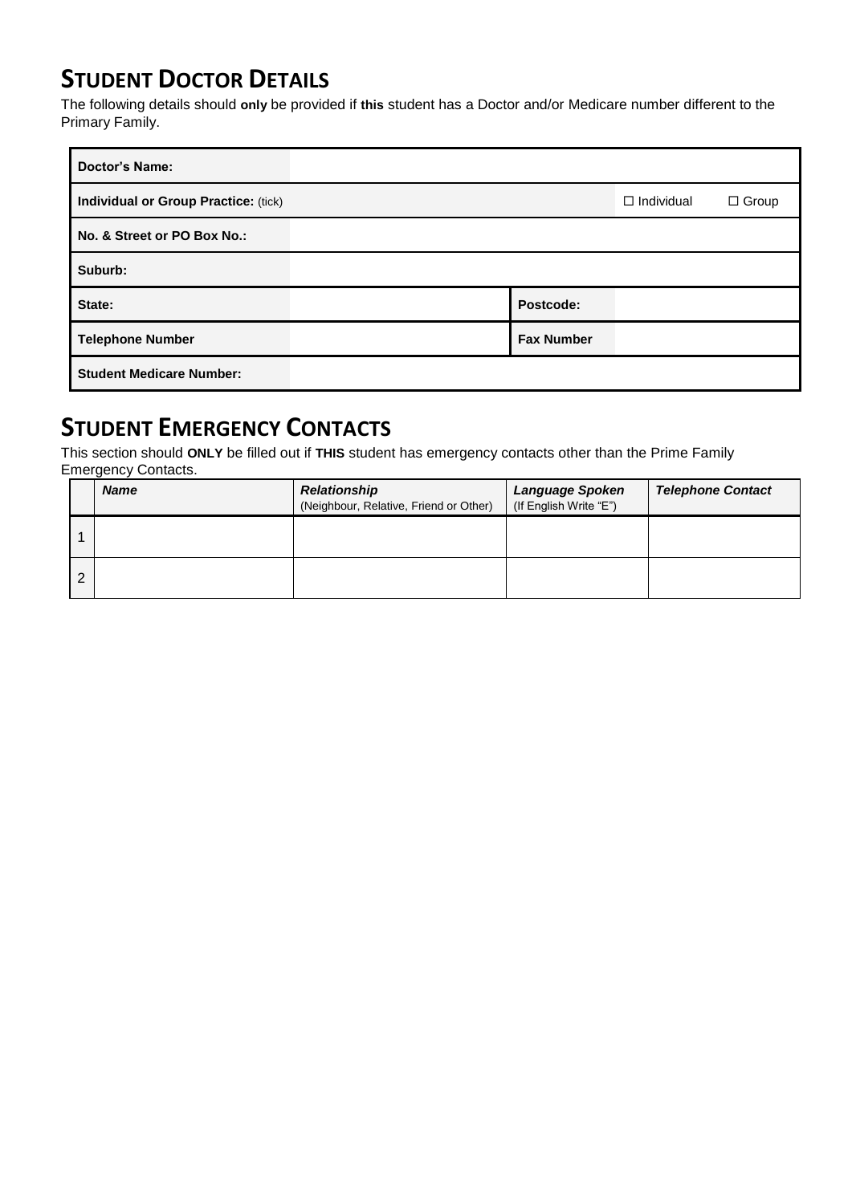## STUDENT DOCTOR DETAILS

The following details should **only** be provided if **this** student has a Doctor and/or Medicare number different to the Primary Family.

| | | | |
|---|---|---|---|
| **Doctor's Name:** | | | |
| **Individual or Group Practice:** (tick) | | | ☐ Individual ☐ Group |
| **No. & Street or PO Box No.:** | | | |
| **Suburb:** | | | |
| **State:** | | **Postcode:** | |
| **Telephone Number** | | **Fax Number** | |
| **Student Medicare Number:** | | | |

## STUDENT EMERGENCY CONTACTS

This section should **ONLY** be filled out if **THIS** student has emergency contacts other than the Prime Family Emergency Contacts.

| | ***Name*** | ***Relationship*** (Neighbour, Relative, Friend or Other) | ***Language Spoken*** (If English Write "E") | ***Telephone Contact*** |
|---|---|---|---|---|
| 1 | | | | |
| 2 | | | | |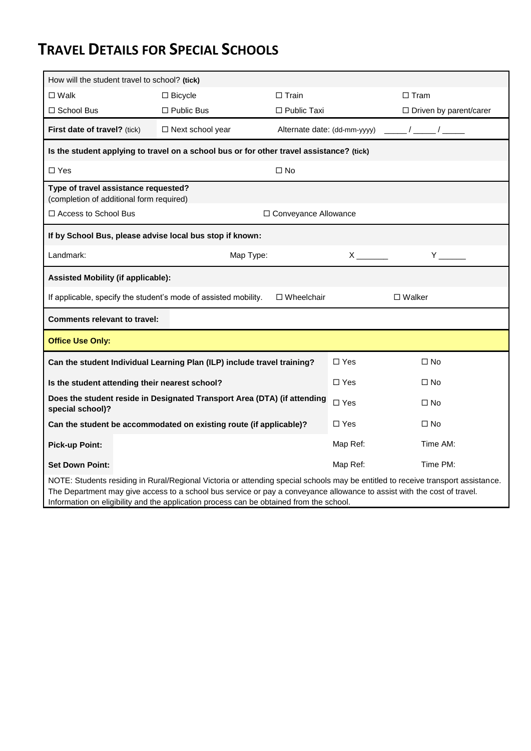# TRAVEL DETAILS FOR SPECIAL SCHOOLS

| How will the student travel to school? **(tick)** | | | |
|---|---|---|---|
| ☐ Walk | ☐ Bicycle | ☐ Train | ☐ Tram |
| ☐ School Bus | ☐ Public Bus | ☐ Public Taxi | ☐ Driven by parent/carer |
| **First date of travel?** (tick) | ☐ Next school year | Alternate date: (dd-mm-yyyy) | _____ / _____ / _____ |
| **Is the student applying to travel on a school bus or for other travel assistance? (tick)** | | | |
| ☐ Yes | | ☐ No | |
| **Type of travel assistance requested?** (completion of additional form required) | | | |
| ☐ Access to School Bus | | ☐ Conveyance Allowance | |
| **If by School Bus, please advise local bus stop if known:** | | | |
| Landmark: | Map Type: | X _______ | Y ______ |
| **Assisted Mobility (if applicable):** | | | |
| If applicable, specify the student's mode of assisted mobility. | | ☐ Wheelchair | ☐ Walker |
| **Comments relevant to travel:** | | | |
| **Office Use Only:** | | | |
| **Can the student Individual Learning Plan (ILP) include travel training?** | | ☐ Yes | ☐ No |
| **Is the student attending their nearest school?** | | ☐ Yes | ☐ No |
| **Does the student reside in Designated Transport Area (DTA) (if attending special school)?** | | ☐ Yes | ☐ No |
| **Can the student be accommodated on existing route (if applicable)?** | | ☐ Yes | ☐ No |
| **Pick-up Point:** | | Map Ref: | Time AM: |
| **Set Down Point:** | | Map Ref: | Time PM: |

NOTE: Students residing in Rural/Regional Victoria or attending special schools may be entitled to receive transport assistance. The Department may give access to a school bus service or pay a conveyance allowance to assist with the cost of travel. Information on eligibility and the application process can be obtained from the school.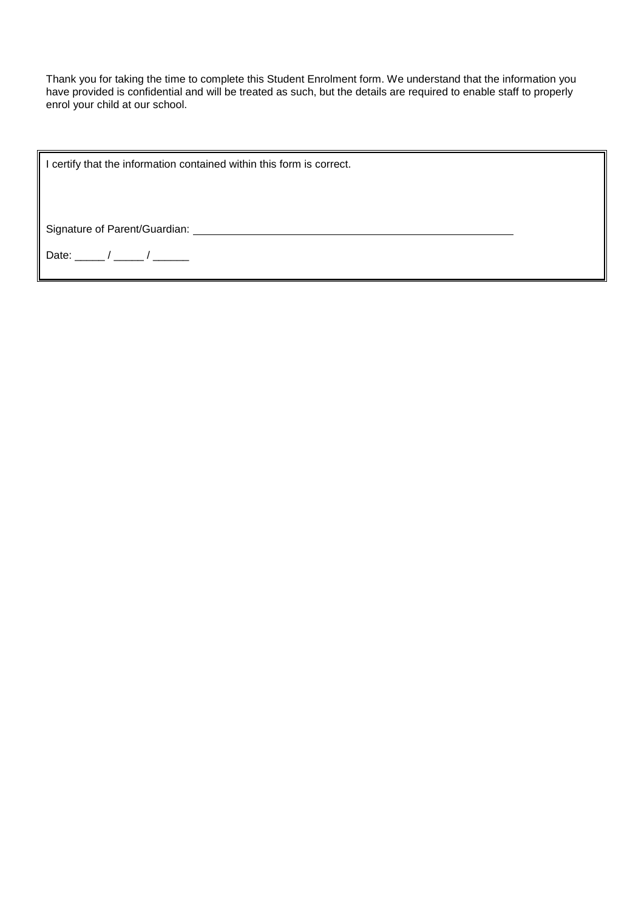Thank you for taking the time to complete this Student Enrolment form. We understand that the information you have provided is confidential and will be treated as such, but the details are required to enable staff to properly enrol your child at our school.

I certify that the information contained within this form is correct.

Signature of Parent/Guardian: ______________________________________________________

Date: _____ / _____ / ______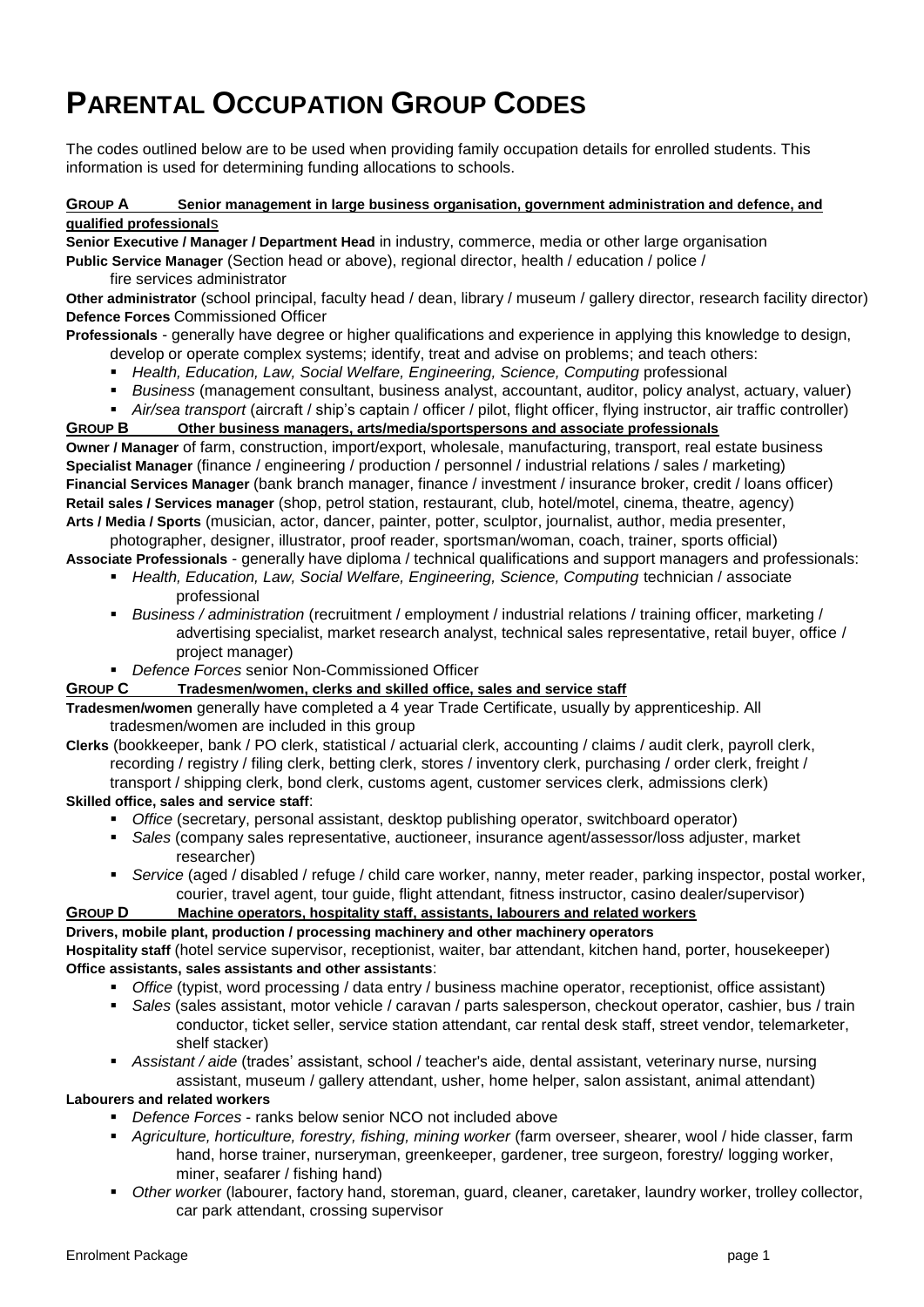# PARENTAL OCCUPATION GROUP CODES

The codes outlined below are to be used when providing family occupation details for enrolled students. This information is used for determining funding allocations to schools.

**GROUP A Senior management in large business organisation, government administration and defence, and qualified professionals**

**Senior Executive / Manager / Department Head** in industry, commerce, media or other large organisation

**Public Service Manager** (Section head or above), regional director, health / education / police / fire services administrator

**Other administrator** (school principal, faculty head / dean, library / museum / gallery director, research facility director)

**Defence Forces** Commissioned Officer

**Professionals** - generally have degree or higher qualifications and experience in applying this knowledge to design, develop or operate complex systems; identify, treat and advise on problems; and teach others:

- *Health, Education, Law, Social Welfare, Engineering, Science, Computing* professional
- *Business* (management consultant, business analyst, accountant, auditor, policy analyst, actuary, valuer)
- *Air/sea transport* (aircraft / ship's captain / officer / pilot, flight officer, flying instructor, air traffic controller)

**GROUP B Other business managers, arts/media/sportspersons and associate professionals**

**Owner / Manager** of farm, construction, import/export, wholesale, manufacturing, transport, real estate business

**Specialist Manager** (finance / engineering / production / personnel / industrial relations / sales / marketing)

**Financial Services Manager** (bank branch manager, finance / investment / insurance broker, credit / loans officer)

**Retail sales / Services manager** (shop, petrol station, restaurant, club, hotel/motel, cinema, theatre, agency)

**Arts / Media / Sports** (musician, actor, dancer, painter, potter, sculptor, journalist, author, media presenter, photographer, designer, illustrator, proof reader, sportsman/woman, coach, trainer, sports official)

**Associate Professionals** - generally have diploma / technical qualifications and support managers and professionals:

- *Health, Education, Law, Social Welfare, Engineering, Science, Computing* technician / associate professional
- *Business / administration* (recruitment / employment / industrial relations / training officer, marketing / advertising specialist, market research analyst, technical sales representative, retail buyer, office / project manager)
- *Defence Forces* senior Non-Commissioned Officer

**GROUP C Tradesmen/women, clerks and skilled office, sales and service staff**

**Tradesmen/women** generally have completed a 4 year Trade Certificate, usually by apprenticeship. All tradesmen/women are included in this group

**Clerks** (bookkeeper, bank / PO clerk, statistical / actuarial clerk, accounting / claims / audit clerk, payroll clerk, recording / registry / filing clerk, betting clerk, stores / inventory clerk, purchasing / order clerk, freight / transport / shipping clerk, bond clerk, customs agent, customer services clerk, admissions clerk)

**Skilled office, sales and service staff**:

- *Office* (secretary, personal assistant, desktop publishing operator, switchboard operator)
- *Sales* (company sales representative, auctioneer, insurance agent/assessor/loss adjuster, market researcher)
- *Service* (aged / disabled / refuge / child care worker, nanny, meter reader, parking inspector, postal worker, courier, travel agent, tour guide, flight attendant, fitness instructor, casino dealer/supervisor)

**GROUP D Machine operators, hospitality staff, assistants, labourers and related workers**

**Drivers, mobile plant, production / processing machinery and other machinery operators**

**Hospitality staff** (hotel service supervisor, receptionist, waiter, bar attendant, kitchen hand, porter, housekeeper)

**Office assistants, sales assistants and other assistants**:

- *Office* (typist, word processing / data entry / business machine operator, receptionist, office assistant)
- *Sales* (sales assistant, motor vehicle / caravan / parts salesperson, checkout operator, cashier, bus / train conductor, ticket seller, service station attendant, car rental desk staff, street vendor, telemarketer, shelf stacker)
- *Assistant / aide* (trades' assistant, school / teacher's aide, dental assistant, veterinary nurse, nursing assistant, museum / gallery attendant, usher, home helper, salon assistant, animal attendant)

**Labourers and related workers**

- *Defence Forces* - ranks below senior NCO not included above
- *Agriculture, horticulture, forestry, fishing, mining worker* (farm overseer, shearer, wool / hide classer, farm hand, horse trainer, nurseryman, greenkeeper, gardener, tree surgeon, forestry/ logging worker, miner, seafarer / fishing hand)
- *Other worker* (labourer, factory hand, storeman, guard, cleaner, caretaker, laundry worker, trolley collector, car park attendant, crossing supervisor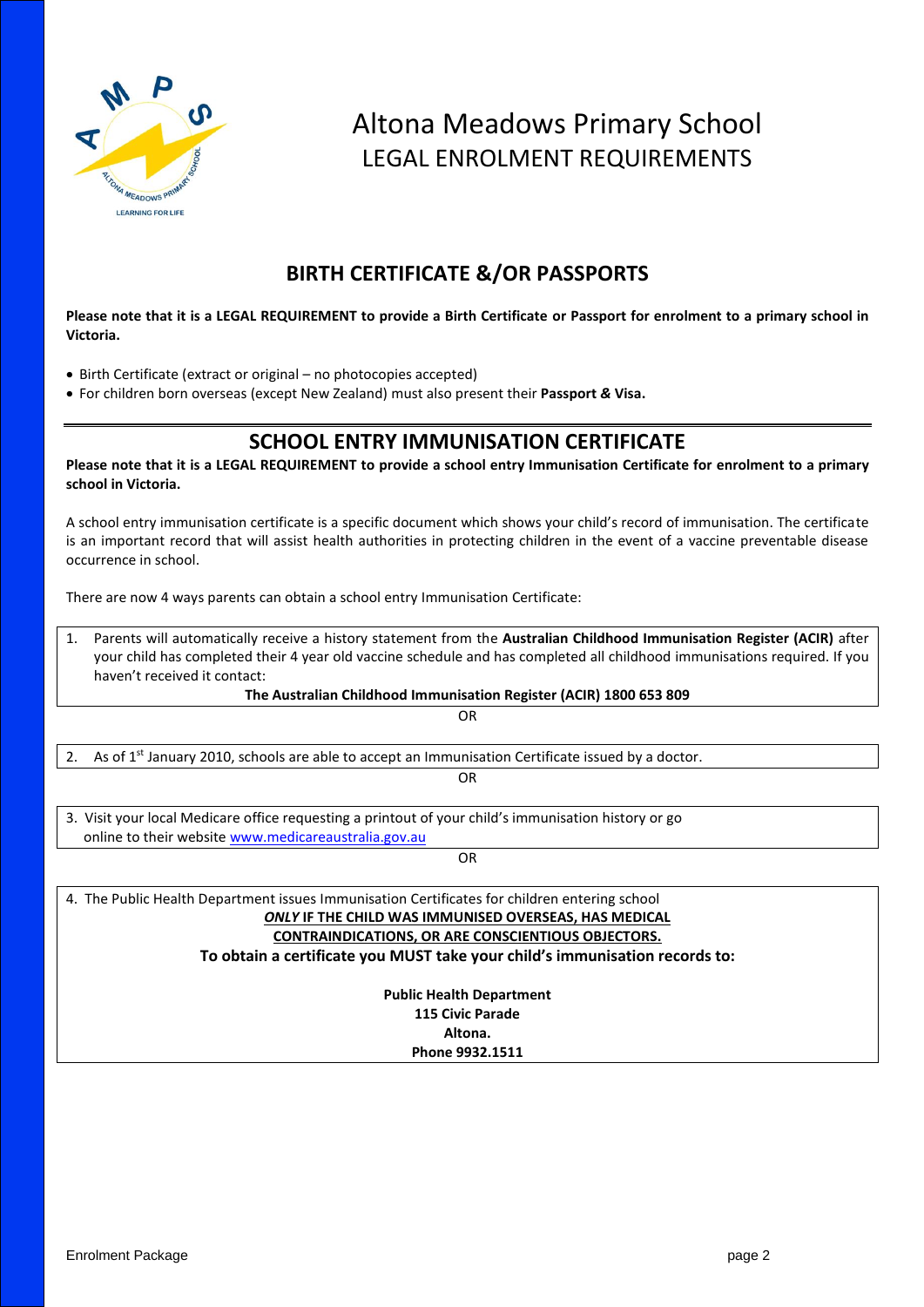# Altona Meadows Primary School

## LEGAL ENROLMENT REQUIREMENTS

## BIRTH CERTIFICATE &/OR PASSPORTS

**Please note that it is a LEGAL REQUIREMENT to provide a Birth Certificate or Passport for enrolment to a primary school in Victoria.**

- Birth Certificate (extract or original – no photocopies accepted)
- For children born overseas (except New Zealand) must also present their **Passport & Visa.**

## SCHOOL ENTRY IMMUNISATION CERTIFICATE

**Please note that it is a LEGAL REQUIREMENT to provide a school entry Immunisation Certificate for enrolment to a primary school in Victoria.**

A school entry immunisation certificate is a specific document which shows your child's record of immunisation. The certificate is an important record that will assist health authorities in protecting children in the event of a vaccine preventable disease occurrence in school.

There are now 4 ways parents can obtain a school entry Immunisation Certificate:

1. Parents will automatically receive a history statement from the **Australian Childhood Immunisation Register (ACIR)** after your child has completed their 4 year old vaccine schedule and has completed all childhood immunisations required. If you haven't received it contact:

   **The Australian Childhood Immunisation Register (ACIR) 1800 653 809**

OR

2. As of 1st January 2010, schools are able to accept an Immunisation Certificate issued by a doctor.

OR

3. Visit your local Medicare office requesting a printout of your child's immunisation history or go online to their website www.medicareaustralia.gov.au

OR

4. The Public Health Department issues Immunisation Certificates for children entering school

   ***ONLY* IF THE CHILD WAS IMMUNISED OVERSEAS, HAS MEDICAL CONTRAINDICATIONS, OR ARE CONSCIENTIOUS OBJECTORS.**

   **To obtain a certificate you MUST take your child's immunisation records to:**

   **Public Health Department**
   **115 Civic Parade**
   **Altona.**
   **Phone 9932.1511**

Enrolment Package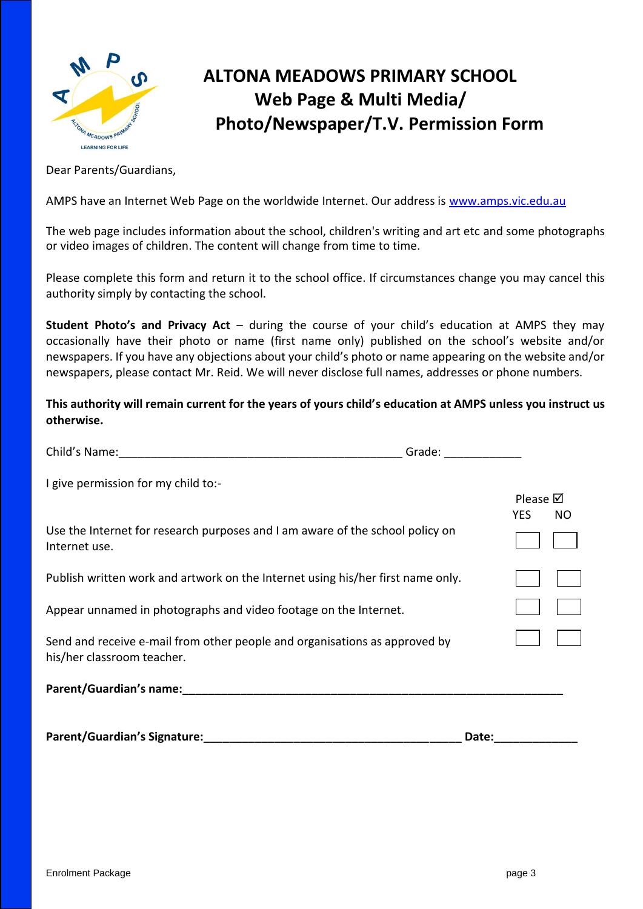# ALTONA MEADOWS PRIMARY SCHOOL
## Web Page & Multi Media/ Photo/Newspaper/T.V. Permission Form

Dear Parents/Guardians,

AMPS have an Internet Web Page on the worldwide Internet. Our address is www.amps.vic.edu.au

The web page includes information about the school, children's writing and art etc and some photographs or video images of children. The content will change from time to time.

Please complete this form and return it to the school office. If circumstances change you may cancel this authority simply by contacting the school.

**Student Photo's and Privacy Act** – during the course of your child's education at AMPS they may occasionally have their photo or name (first name only) published on the school's website and/or newspapers. If you have any objections about your child's photo or name appearing on the website and/or newspapers, please contact Mr. Reid. We will never disclose full names, addresses or phone numbers.

**This authority will remain current for the years of yours child's education at AMPS unless you instruct us otherwise.**

Child's Name:_____________________________________________ Grade: ____________

I give permission for my child to:-

| | Please ☑ YES | NO |
|---|---|---|
| Use the Internet for research purposes and I am aware of the school policy on Internet use. | ☐ | ☐ |
| Publish written work and artwork on the Internet using his/her first name only. | ☐ | ☐ |
| Appear unnamed in photographs and video footage on the Internet. | ☐ | ☐ |
| Send and receive e-mail from other people and organisations as approved by his/her classroom teacher. | ☐ | ☐ |

**Parent/Guardian's name:_____________________________________________________________**

**Parent/Guardian's Signature:________________________________________ Date:_____________**

Enrolment Package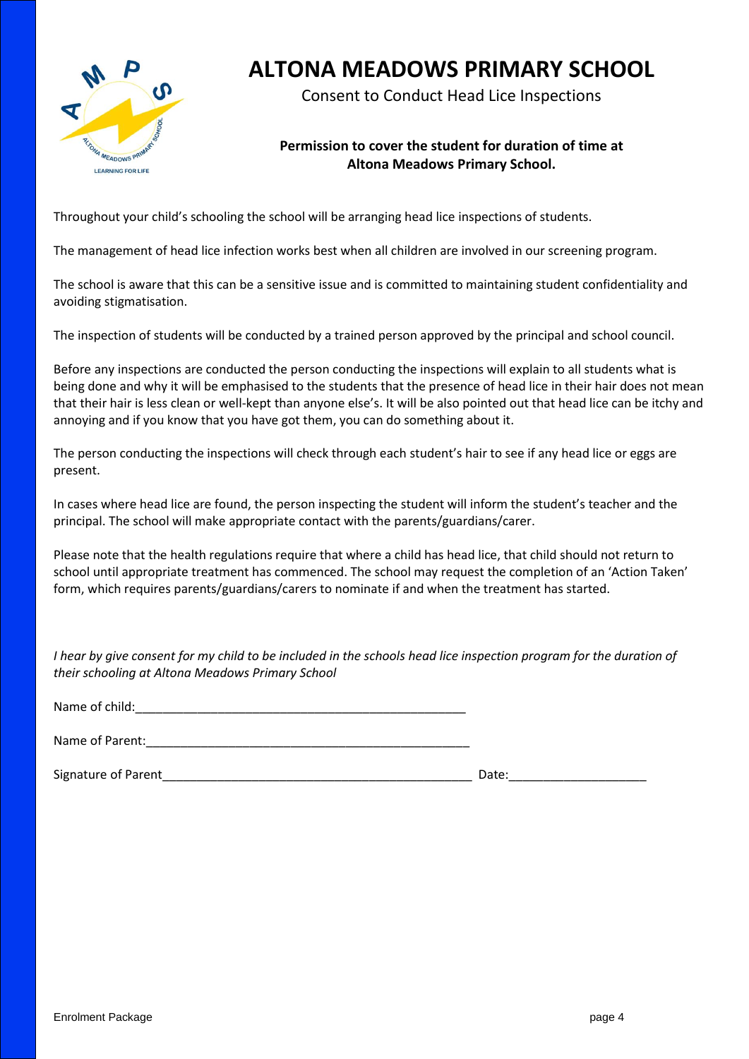# ALTONA MEADOWS PRIMARY SCHOOL

Consent to Conduct Head Lice Inspections

**Permission to cover the student for duration of time at Altona Meadows Primary School.**

Throughout your child's schooling the school will be arranging head lice inspections of students.

The management of head lice infection works best when all children are involved in our screening program.

The school is aware that this can be a sensitive issue and is committed to maintaining student confidentiality and avoiding stigmatisation.

The inspection of students will be conducted by a trained person approved by the principal and school council.

Before any inspections are conducted the person conducting the inspections will explain to all students what is being done and why it will be emphasised to the students that the presence of head lice in their hair does not mean that their hair is less clean or well-kept than anyone else's. It will be also pointed out that head lice can be itchy and annoying and if you know that you have got them, you can do something about it.

The person conducting the inspections will check through each student's hair to see if any head lice or eggs are present.

In cases where head lice are found, the person inspecting the student will inform the student's teacher and the principal. The school will make appropriate contact with the parents/guardians/carer.

Please note that the health regulations require that where a child has head lice, that child should not return to school until appropriate treatment has commenced. The school may request the completion of an 'Action Taken' form, which requires parents/guardians/carers to nominate if and when the treatment has started.

*I hear by give consent for my child to be included in the schools head lice inspection program for the duration of their schooling at Altona Meadows Primary School*

Name of child:__________________________________________________

Name of Parent:_________________________________________________

Signature of Parent_______________________________________________ Date:____________________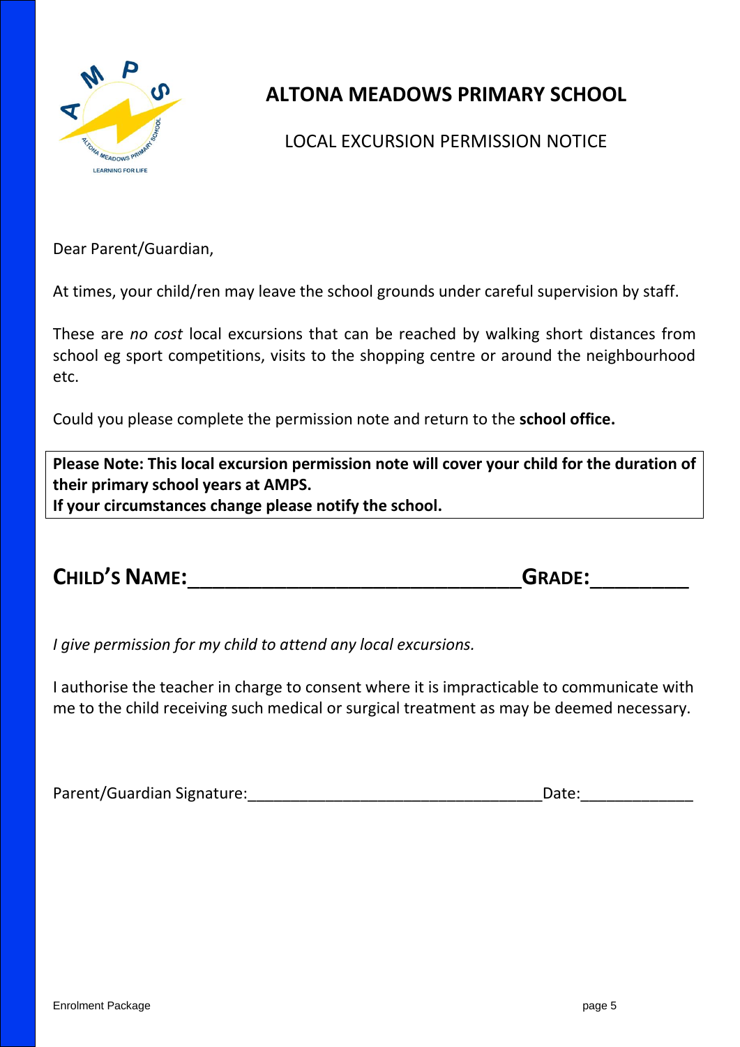# ALTONA MEADOWS PRIMARY SCHOOL

## LOCAL EXCURSION PERMISSION NOTICE

Dear Parent/Guardian,

At times, your child/ren may leave the school grounds under careful supervision by staff.

These are *no cost* local excursions that can be reached by walking short distances from school eg sport competitions, visits to the shopping centre or around the neighbourhood etc.

Could you please complete the permission note and return to the **school office.**

**Please Note: This local excursion permission note will cover your child for the duration of their primary school years at AMPS.**
**If your circumstances change please notify the school.**

**CHILD'S NAME:**______________________________ **GRADE:**_________

*I give permission for my child to attend any local excursions.*

I authorise the teacher in charge to consent where it is impracticable to communicate with me to the child receiving such medical or surgical treatment as may be deemed necessary.

Parent/Guardian Signature:__________________________________Date:_____________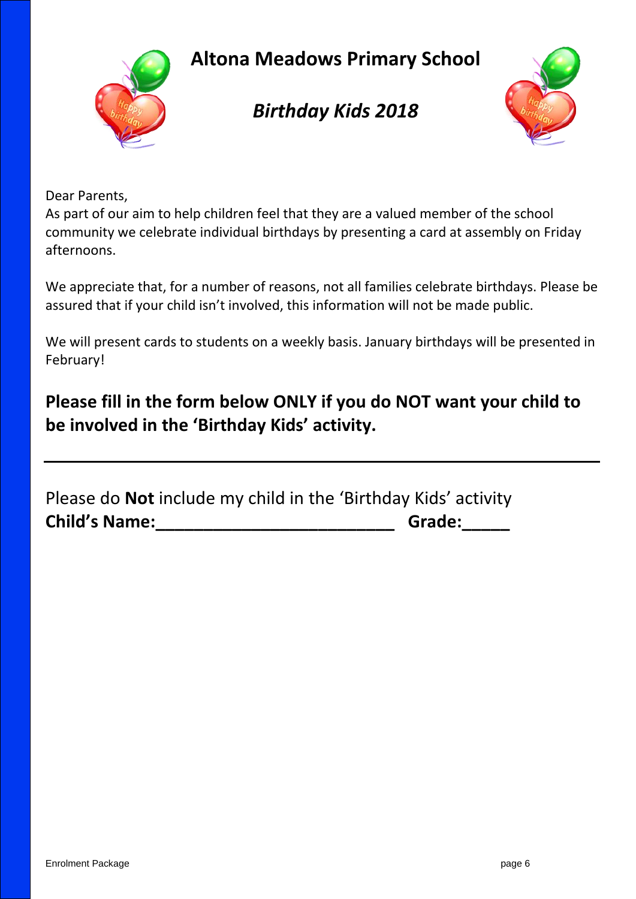# Altona Meadows Primary School

## *Birthday Kids 2018*

Dear Parents,
As part of our aim to help children feel that they are a valued member of the school community we celebrate individual birthdays by presenting a card at assembly on Friday afternoons.

We appreciate that, for a number of reasons, not all families celebrate birthdays. Please be assured that if your child isn't involved, this information will not be made public.

We will present cards to students on a weekly basis. January birthdays will be presented in February!

**Please fill in the form below ONLY if you do NOT want your child to be involved in the 'Birthday Kids' activity.**

---

Please do **Not** include my child in the 'Birthday Kids' activity
**Child's Name:\_\_\_\_\_\_\_\_\_\_\_\_\_\_\_\_\_\_\_\_\_\_\_\_\_\_ Grade:\_\_\_\_\_**